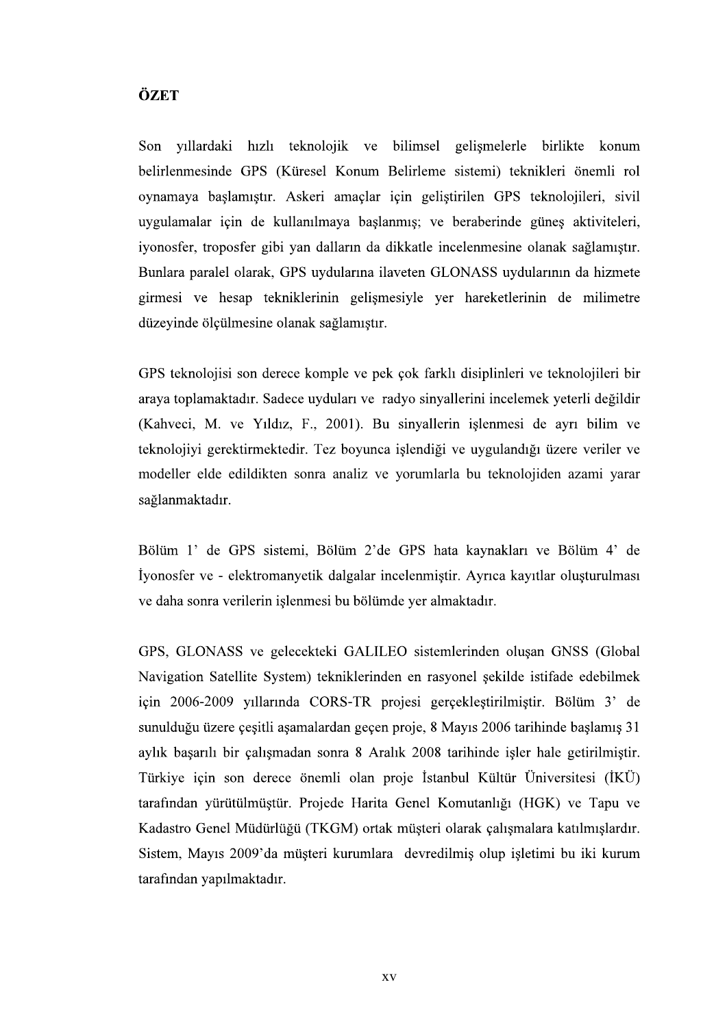# ÖZET

Son yıllardaki hızlı teknolojik ve bilimsel gelişmelerle birlikte konum belirlenmesinde GPS (Küresel Konum Belirleme sistemi) teknikleri önemli rol oynamaya başlamıştır. Askeri amaçlar için geliştirilen GPS teknolojileri, sivil uygulamalar için de kullanılmaya başlanmış; ve beraberinde güneş aktiviteleri, iyonosfer, troposfer gibi yan dalların da dikkatle incelenmesine olanak sağlamıştır. Bunlara paralel olarak, GPS uydularına ilaveten GLONASS uydularının da hizmete girmesi ve hesap tekniklerinin gelişmesiyle yer hareketlerinin de milimetre düzeyinde ölçülmesine olanak sağlamıştır.

GPS teknolojisi son derece komple ve pek çok farklı disiplinleri ve teknolojileri bir araya toplamaktadır. Sadece uyduları ve radyo sinyallerini incelemek yeterli değildir (Kahveci, M. ve Yıldız, F., 2001). Bu sinyallerin işlenmesi de ayrı bilim ve teknolojiyi gerektirmektedir. Tez boyunca işlendiği ve uygulandığı üzere veriler ve modeller elde edildikten sonra analiz ve yorumlarla bu teknolojiden azami yarar sağlanmaktadır.

Bölüm 1' de GPS sistemi, Bölüm 2'de GPS hata kaynakları ve Bölüm 4' de İyonosfer ve - elektromanyetik dalgalar incelenmiştir. Ayrıca kayıtlar oluşturulması ve daha sonra verilerin işlenmesi bu bölümde yer almaktadır.

GPS, GLONASS ve gelecekteki GALILEO sistemlerinden oluşan GNSS (Global Navigation Satellite System) tekniklerinden en rasyonel şekilde istifade edebilmek için 2006-2009 yıllarında CORS-TR projesi gerçekleştirilmiştir. Bölüm 3' de sunulduğu üzere çeşitli aşamalardan geçen proje, 8 Mayıs 2006 tarihinde başlamış 31 aylık başarılı bir çalışmadan sonra 8 Aralık 2008 tarihinde işler hale getirilmiştir. Türkiye için son derece önemli olan proje İstanbul Kültür Üniversitesi (İKÜ) tarafından yürütülmüştür. Projede Harita Genel Komutanlığı (HGK) ve Tapu ve Kadastro Genel Müdürlüğü (TKGM) ortak müşteri olarak çalışmalara katılmışlardır. Sistem, Mayıs 2009'da müşteri kurumlara devredilmiş olup işletimi bu iki kurum tarafından yapılmaktadır.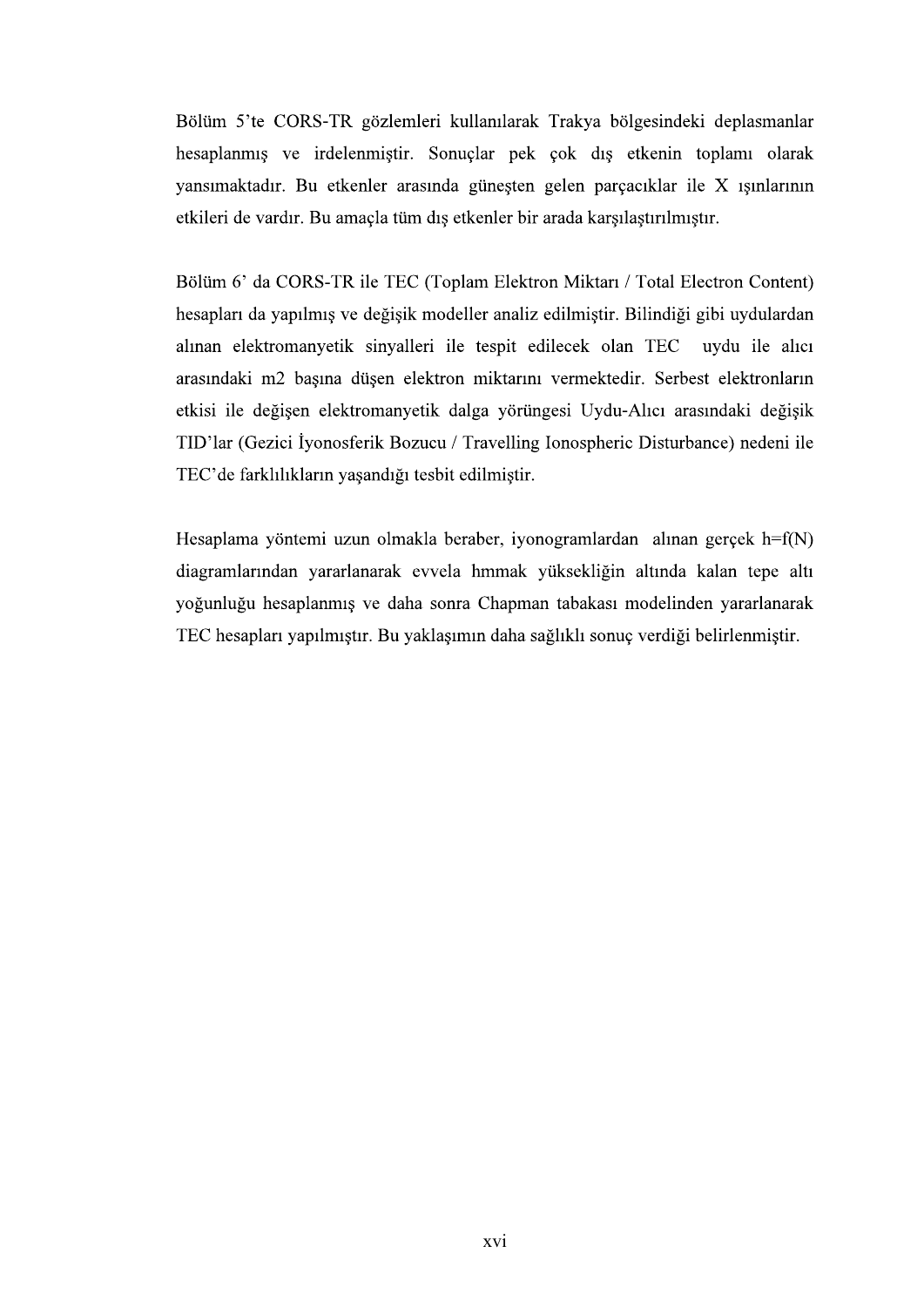Bölüm 5'te CORS-TR gözlemleri kullanılarak Trakya bölgesindeki deplasmanlar hesaplanmış ve irdelenmiştir. Sonuçlar pek çok dış etkenin toplamı olarak yansımaktadır. Bu etkenler arasında güneşten gelen parçacıklar ile X ışınlarının etkileri de vardır. Bu amaçla tüm dış etkenler bir arada karşılaştırılmıştır.

Bölüm 6' da CORS-TR ile TEC (Toplam Elektron Miktarı / Total Electron Content) hesapları da yapılmış ve değişik modeller analiz edilmiştir. Bilindiği gibi uydulardan alınan elektromanyetik sinyalleri ile tespit edilecek olan TEC uydu ile alıcı arasındaki m2 başına düşen elektron miktarını vermektedir. Serbest elektronların etkisi ile değişen elektromanyetik dalga yörüngesi Uydu-Alıcı arasındaki değişik TID'lar (Gezici İyonosferik Bozucu / Travelling Ionospheric Disturbance) nedeni ile TEC'de farklılıkların yaşandığı tesbit edilmiştir.

Hesaplama yöntemi uzun olmakla beraber, iyonogramlardan alınan gerçek h=f(N) diagramlarından yararlanarak evvela hmmak yüksekliğin altında kalan tepe altı yoğunluğu hesaplanmış ve daha sonra Chapman tabakası modelinden yararlanarak TEC hesapları yapılmıştır. Bu yaklaşımın daha sağlıklı sonuç verdiği belirlenmiştir.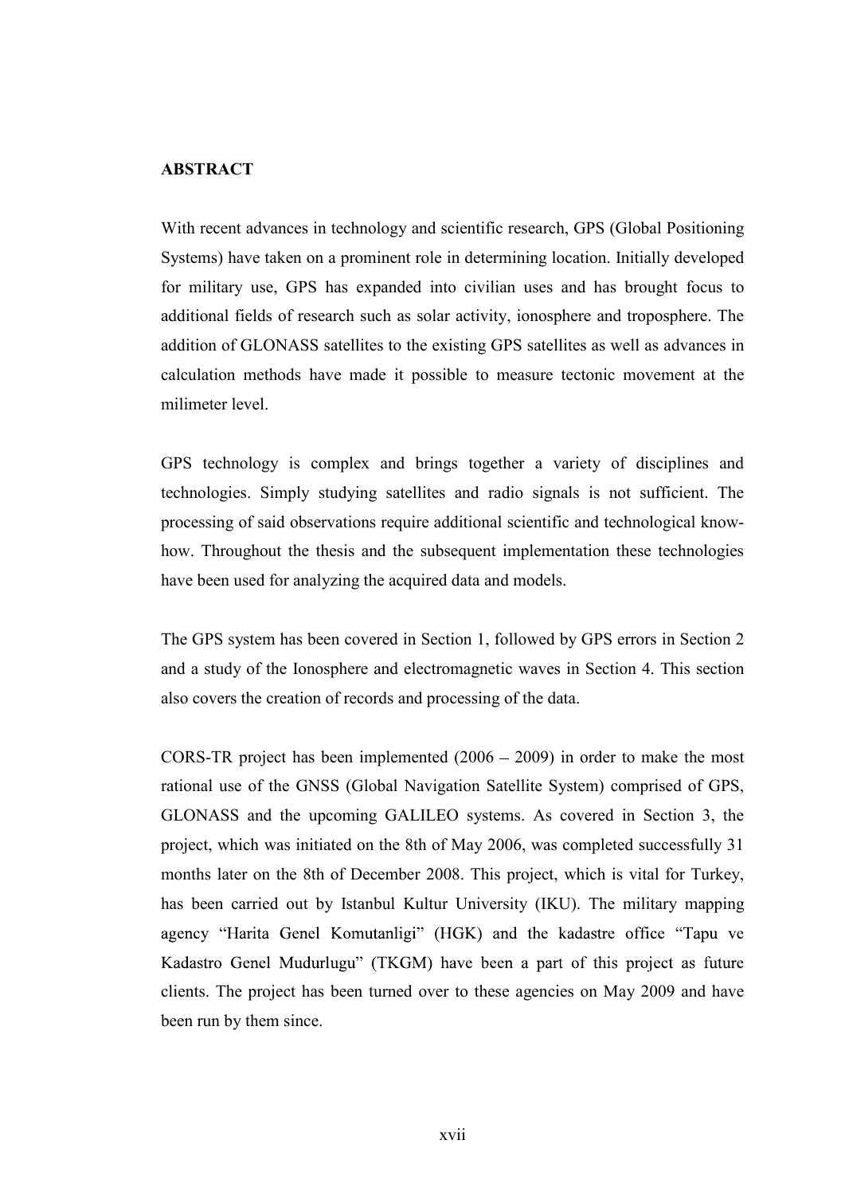## ABSTRACT

With recent advances in technology and scientific research, GPS (Global Positioning Systems) have taken on a prominent role in determining location. Initially developed for military use, GPS has expanded into civilian uses and has brought focus to additional fields of research such as solar activity, ionosphere and troposphere. The addition of GLONASS satellites to the existing GPS satellites as well as advances in calculation methods have made it possible to measure tectonic movement at the milimeter level.

GPS technology is complex and brings together a variety of disciplines and technologies. Simply studying satellites and radio signals is not sufficient. The processing of said observations require additional scientific and technological know-how. Throughout the thesis and the subsequent implementation these technologies have been used for analyzing the acquired data and models.

The GPS system has been covered in Section 1, followed by GPS errors in Section 2 and a study of the Ionosphere and electromagnetic waves in Section 4. This section also covers the creation of records and processing of the data.

CORS-TR project has been implemented (2006 – 2009) in order to make the most rational use of the GNSS (Global Navigation Satellite System) comprised of GPS, GLONASS and the upcoming GALILEO systems. As covered in Section 3, the project, which was initiated on the 8th of May 2006, was completed successfully 31 months later on the 8th of December 2008. This project, which is vital for Turkey, has been carried out by Istanbul Kultur University (IKU). The military mapping agency "Harita Genel Komutanligi" (HGK) and the kadastre office "Tapu ve Kadastro Genel Mudurlugu" (TKGM) have been a part of this project as future clients. The project has been turned over to these agencies on May 2009 and have been run by them since.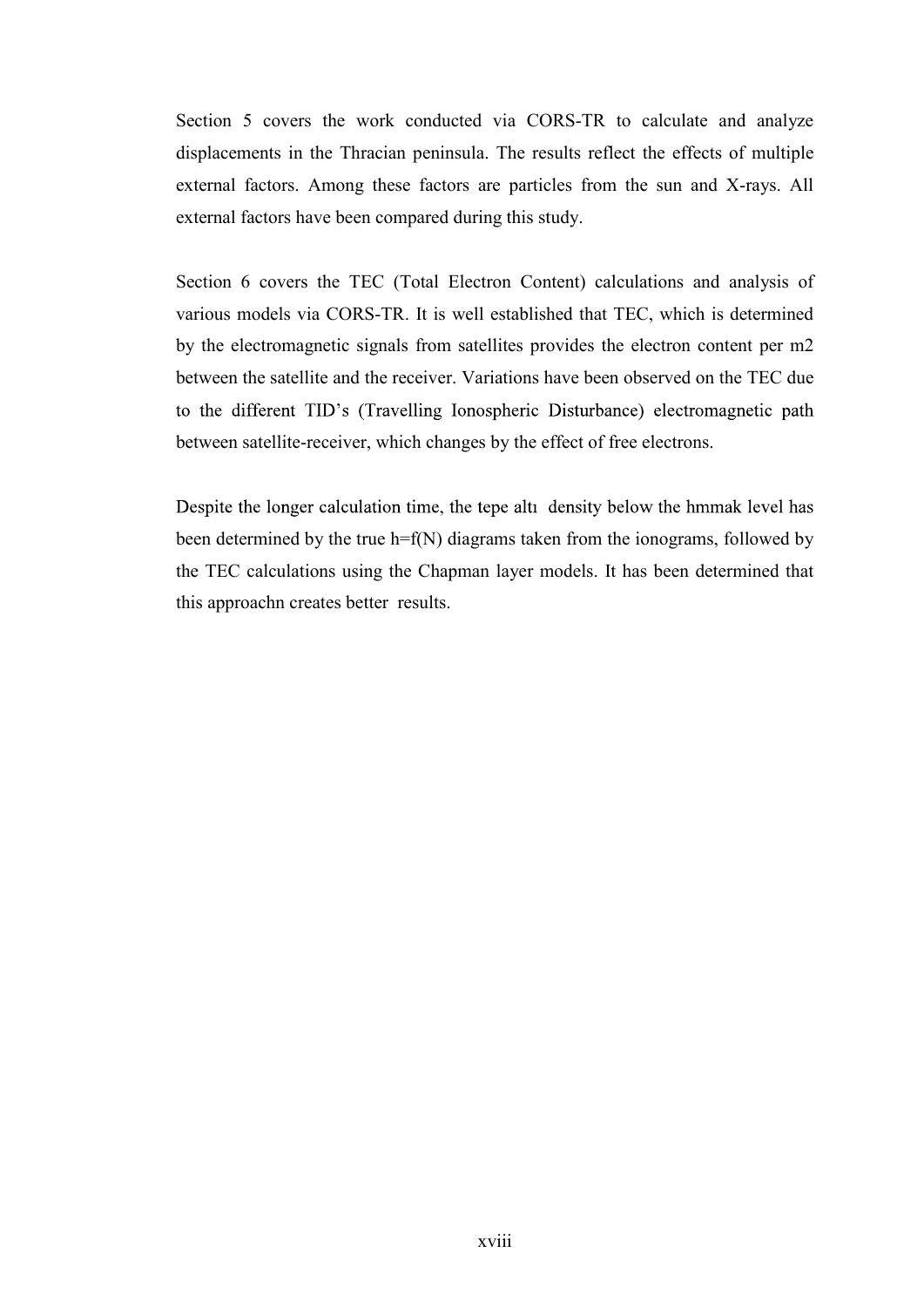Section 5 covers the work conducted via CORS-TR to calculate and analyze displacements in the Thracian peninsula. The results reflect the effects of multiple external factors. Among these factors are particles from the sun and X-rays. All external factors have been compared during this study.

Section 6 covers the TEC (Total Electron Content) calculations and analysis of various models via CORS-TR. It is well established that TEC, which is determined by the electromagnetic signals from satellites provides the electron content per m2 between the satellite and the receiver. Variations have been observed on the TEC due to the different TID's (Travelling Ionospheric Disturbance) electromagnetic path between satellite-receiver, which changes by the effect of free electrons.

Despite the longer calculation time, the tepe altı density below the hmmak level has been determined by the true h=f(N) diagrams taken from the ionograms, followed by the TEC calculations using the Chapman layer models. It has been determined that this approachn creates better results.